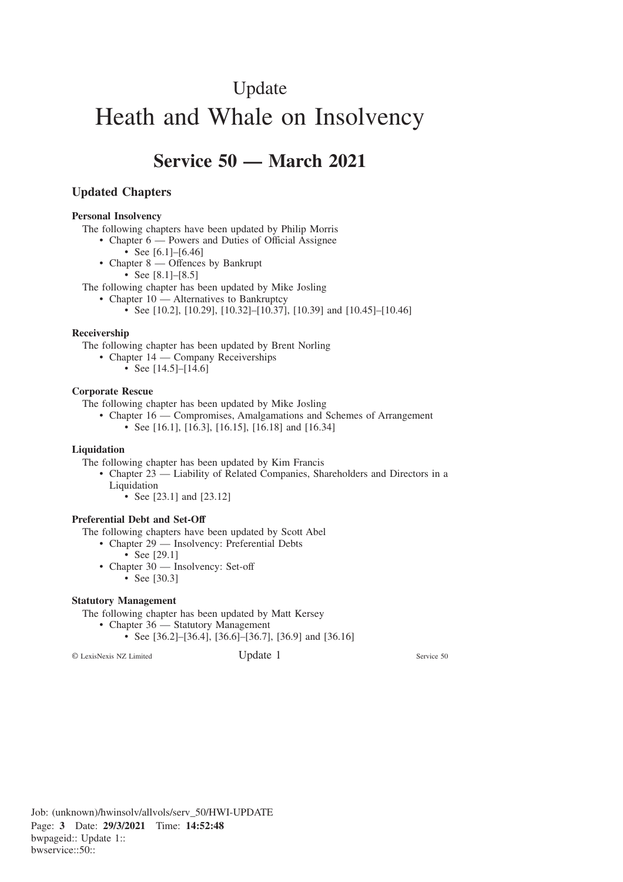# Update

# Heath and Whale on Insolvency

## Service 50 — March 2021

### Updated Chapters

**Personal Insolvency**

The following chapters have been updated by Philip Morris

- Chapter 6 — Powers and Duties of Official Assignee
  - See [6.1]–[6.46]
- Chapter 8 — Offences by Bankrupt
  - See [8.1]–[8.5]

The following chapter has been updated by Mike Josling

- Chapter 10 — Alternatives to Bankruptcy
  - See [10.2], [10.29], [10.32]–[10.37], [10.39] and [10.45]–[10.46]

**Receivership**

The following chapter has been updated by Brent Norling

- Chapter 14 — Company Receiverships
  - See [14.5]–[14.6]

**Corporate Rescue**

The following chapter has been updated by Mike Josling

- Chapter 16 — Compromises, Amalgamations and Schemes of Arrangement
  - See [16.1], [16.3], [16.15], [16.18] and [16.34]

**Liquidation**

The following chapter has been updated by Kim Francis

- Chapter 23 — Liability of Related Companies, Shareholders and Directors in a Liquidation
  - See [23.1] and [23.12]

**Preferential Debt and Set-Off**

The following chapters have been updated by Scott Abel

- Chapter 29 — Insolvency: Preferential Debts
  - See [29.1]
- Chapter 30 — Insolvency: Set-off
  - See [30.3]

**Statutory Management**

The following chapter has been updated by Matt Kersey

- Chapter 36 — Statutory Management
  - See [36.2]–[36.4], [36.6]–[36.7], [36.9] and [36.16]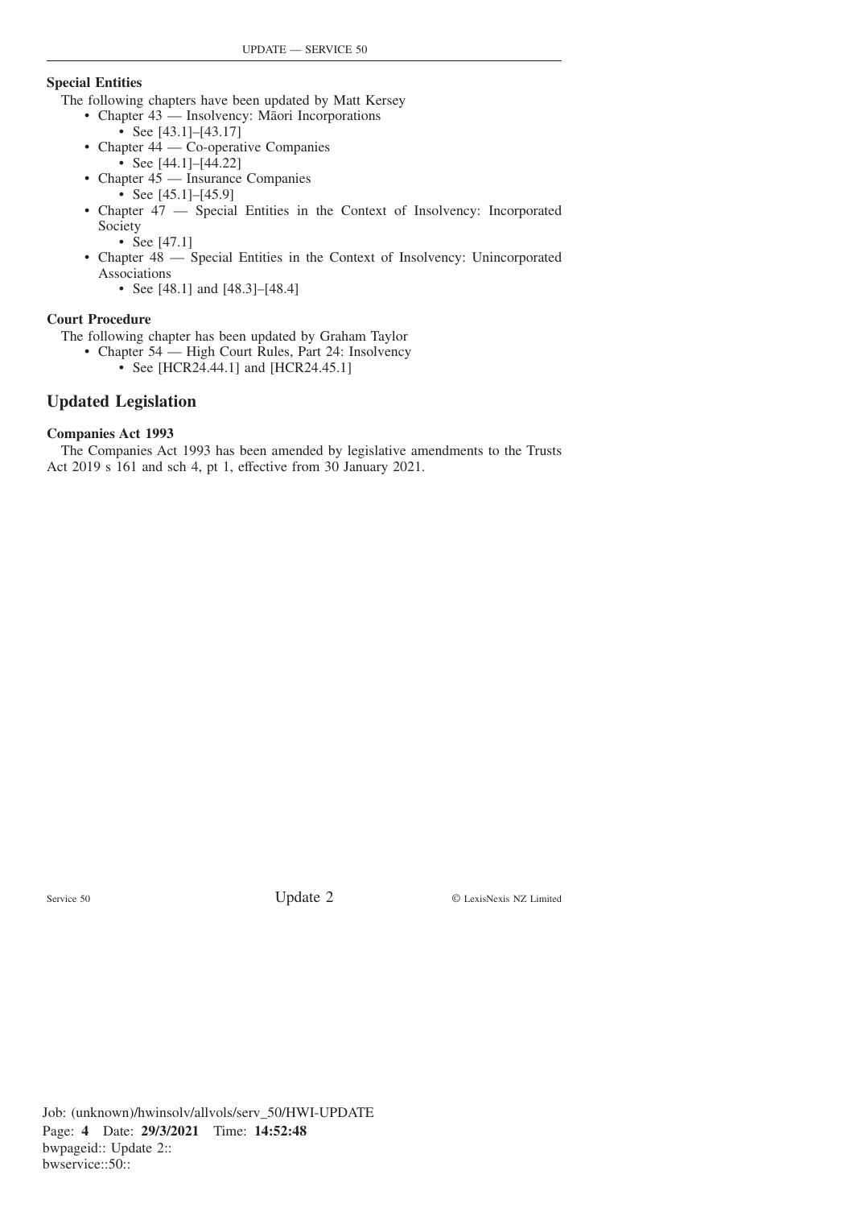**Special Entities**

The following chapters have been updated by Matt Kersey

- Chapter 43 — Insolvency: Māori Incorporations
  - See [43.1]–[43.17]
- Chapter 44 — Co-operative Companies
  - See [44.1]–[44.22]
- Chapter 45 — Insurance Companies
  - See [45.1]–[45.9]
- Chapter 47 — Special Entities in the Context of Insolvency: Incorporated Society
  - See [47.1]
- Chapter 48 — Special Entities in the Context of Insolvency: Unincorporated Associations
  - See [48.1] and [48.3]–[48.4]

**Court Procedure**

The following chapter has been updated by Graham Taylor

- Chapter 54 — High Court Rules, Part 24: Insolvency
  - See [HCR24.44.1] and [HCR24.45.1]

## Updated Legislation

**Companies Act 1993**

The Companies Act 1993 has been amended by legislative amendments to the Trusts Act 2019 s 161 and sch 4, pt 1, effective from 30 January 2021.